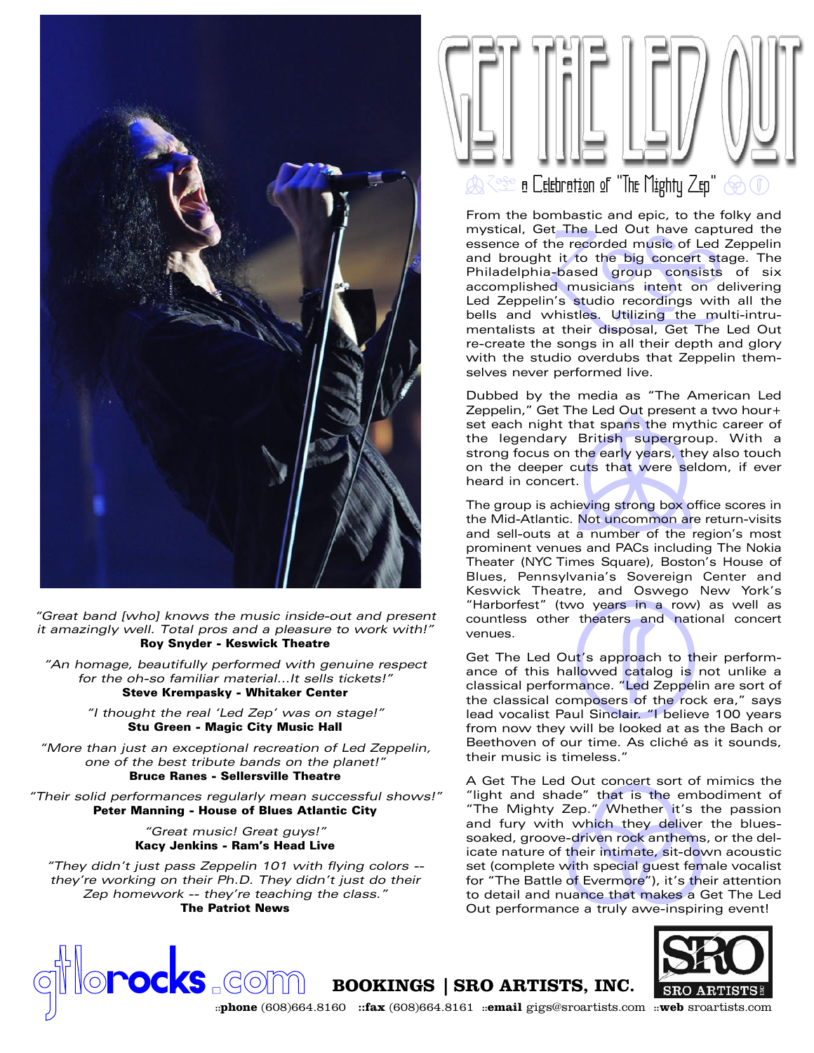# GET THE LED OUT

## A Celebration of "The Mighty Zep"

From the bombastic and epic, to the folky and mystical, Get The Led Out have captured the essence of the recorded music of Led Zeppelin and brought it to the big concert stage. The Philadelphia-based group consists of six accomplished musicians intent on delivering Led Zeppelin's studio recordings with all the bells and whistles. Utilizing the multi-intrumentalists at their disposal, Get The Led Out re-create the songs in all their depth and glory with the studio overdubs that Zeppelin themselves never performed live.

Dubbed by the media as "The American Led Zeppelin," Get The Led Out present a two hour+ set each night that spans the mythic career of the legendary British supergroup. With a strong focus on the early years, they also touch on the deeper cuts that were seldom, if ever heard in concert.

The group is achieving strong box office scores in the Mid-Atlantic. Not uncommon are return-visits and sell-outs at a number of the region's most prominent venues and PACs including The Nokia Theater (NYC Times Square), Boston's House of Blues, Pennsylvania's Sovereign Center and Keswick Theatre, and Oswego New York's "Harborfest" (two years in a row) as well as countless other theaters and national concert venues.

Get The Led Out's approach to their performance of this hallowed catalog is not unlike a classical performance. "Led Zeppelin are sort of the classical composers of the rock era," says lead vocalist Paul Sinclair. "I believe 100 years from now they will be looked at as the Bach or Beethoven of our time. As cliché as it sounds, their music is timeless."

A Get The Led Out concert sort of mimics the "light and shade" that is the embodiment of "The Mighty Zep." Whether it's the passion and fury with which they deliver the blues-soaked, groove-driven rock anthems, or the delicate nature of their intimate, sit-down acoustic set (complete with special guest female vocalist for "The Battle of Evermore"), it's their attention to detail and nuance that makes a Get The Led Out performance a truly awe-inspiring event!

*"Great band [who] knows the music inside-out and present it amazingly well. Total pros and a pleasure to work with!"*
**Roy Snyder - Keswick Theatre**

*"An homage, beautifully performed with genuine respect for the oh-so familiar material...It sells tickets!"*
**Steve Krempasky - Whitaker Center**

*"I thought the real 'Led Zep' was on stage!"*
**Stu Green - Magic City Music Hall**

*"More than just an exceptional recreation of Led Zeppelin, one of the best tribute bands on the planet!"*
**Bruce Ranes - Sellersville Theatre**

*"Their solid performances regularly mean successful shows!"*
**Peter Manning - House of Blues Atlantic City**

*"Great music! Great guys!"*
**Kacy Jenkins - Ram's Head Live**

*"They didn't just pass Zeppelin 101 with flying colors -- they're working on their Ph.D. They didn't just do their Zep homework -- they're teaching the class."*
**The Patriot News**

gtlorocks.com

**BOOKINGS | SRO ARTISTS, INC.**

SRO ARTISTS INC

::**phone** (608)664.8160 ::**fax** (608)664.8161 ::**email** gigs@sroartists.com ::**web** sroartists.com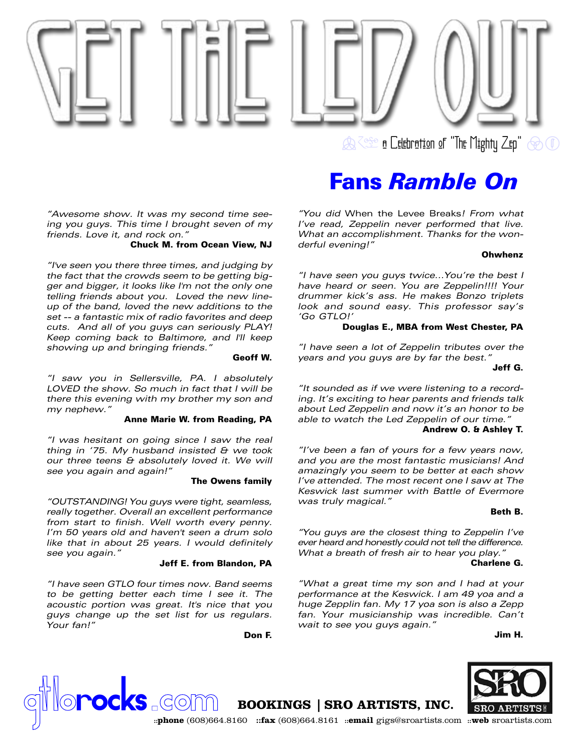# GET THE LED OUT

a Celebration of "The Mighty Zep"

## Fans *Ramble On*

*"Awesome show. It was my second time seeing you guys. This time I brought seven of my friends. Love it, and rock on."*

**Chuck M. from Ocean View, NJ**

*"I've seen you there three times, and judging by the fact that the crowds seem to be getting bigger and bigger, it looks like I'm not the only one telling friends about you. Loved the new line-up of the band, loved the new additions to the set -- a fantastic mix of radio favorites and deep cuts. And all of you guys can seriously PLAY! Keep coming back to Baltimore, and I'll keep showing up and bringing friends."*

**Geoff W.**

*"I saw you in Sellersville, PA. I absolutely LOVED the show. So much in fact that I will be there this evening with my brother my son and my nephew."*

**Anne Marie W. from Reading, PA**

*"I was hesitant on going since I saw the real thing in '75. My husband insisted & we took our three teens & absolutely loved it. We will see you again and again!"*

**The Owens family**

*"OUTSTANDING! You guys were tight, seamless, really together. Overall an excellent performance from start to finish. Well worth every penny. I'm 50 years old and haven't seen a drum solo like that in about 25 years. I would definitely see you again."*

**Jeff E. from Blandon, PA**

*"I have seen GTLO four times now. Band seems to be getting better each time I see it. The acoustic portion was great. It's nice that you guys change up the set list for us regulars. Your fan!"*

**Don F.**

*"You did* When the Levee Breaks*! From what I've read, Zeppelin never performed that live. What an accomplishment. Thanks for the wonderful evening!"*

**Ohwhenz**

*"I have seen you guys twice...You're the best I have heard or seen. You are Zeppelin!!!! Your drummer kick's ass. He makes Bonzo triplets look and sound easy. This professor say's 'Go GTLO!'*

**Douglas E., MBA from West Chester, PA**

*"I have seen a lot of Zeppelin tributes over the years and you guys are by far the best."*

**Jeff G.**

*"It sounded as if we were listening to a recording. It's exciting to hear parents and friends talk about Led Zeppelin and now it's an honor to be able to watch the Led Zeppelin of our time."*

**Andrew O. & Ashley T.**

*"I've been a fan of yours for a few years now, and you are the most fantastic musicians! And amazingly you seem to be better at each show I've attended. The most recent one I saw at The Keswick last summer with Battle of Evermore was truly magical."*

**Beth B.**

*"You guys are the closest thing to Zeppelin I've ever heard and honestly could not tell the difference. What a breath of fresh air to hear you play."*

**Charlene G.**

*"What a great time my son and I had at your performance at the Keswick. I am 49 yoa and a huge Zepplin fan. My 17 yoa son is also a Zepp fan. Your musicianship was incredible. Can't wait to see you guys again."*

**Jim H.**

gtlorocks.com

**BOOKINGS | SRO ARTISTS, INC.**

SRO ARTISTS INC

::**phone** (608)664.8160 ::**fax** (608)664.8161 ::**email** gigs@sroartists.com ::**web** sroartists.com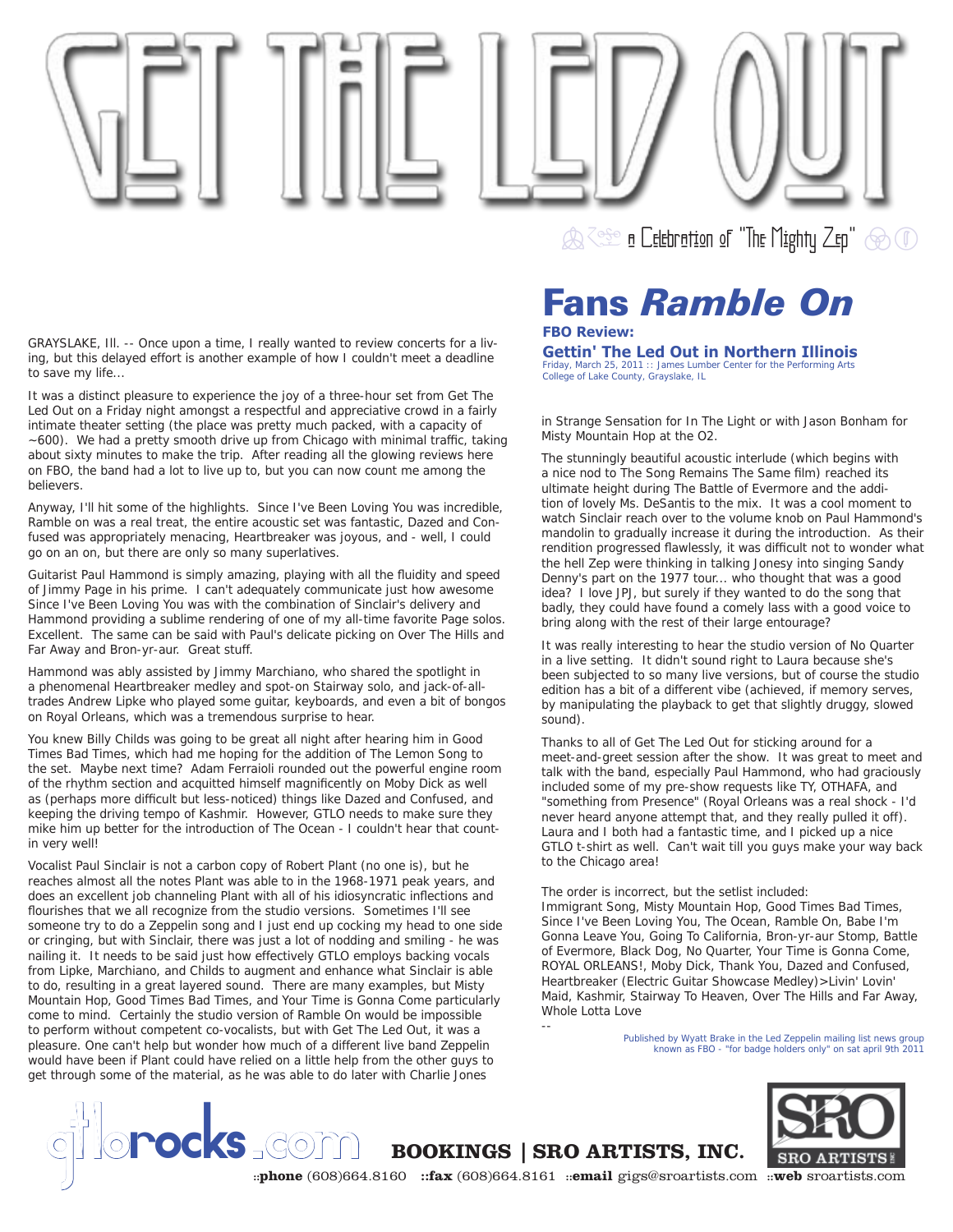# GET THE LED OUT

a Celebration of "The Mighty Zep"

## Fans *Ramble On*

**FBO Review:**

### Gettin' The Led Out in Northern Illinois

Friday, March 25, 2011 :: James Lumber Center for the Performing Arts
College of Lake County, Grayslake, IL

GRAYSLAKE, Ill. -- Once upon a time, I really wanted to review concerts for a living, but this delayed effort is another example of how I couldn't meet a deadline to save my life...

It was a distinct pleasure to experience the joy of a three-hour set from Get The Led Out on a Friday night amongst a respectful and appreciative crowd in a fairly intimate theater setting (the place was pretty much packed, with a capacity of ~600). We had a pretty smooth drive up from Chicago with minimal traffic, taking about sixty minutes to make the trip. After reading all the glowing reviews here on FBO, the band had a lot to live up to, but you can now count me among the believers.

Anyway, I'll hit some of the highlights. Since I've Been Loving You was incredible, Ramble on was a real treat, the entire acoustic set was fantastic, Dazed and Confused was appropriately menacing, Heartbreaker was joyous, and - well, I could go on an on, but there are only so many superlatives.

Guitarist Paul Hammond is simply amazing, playing with all the fluidity and speed of Jimmy Page in his prime. I can't adequately communicate just how awesome Since I've Been Loving You was with the combination of Sinclair's delivery and Hammond providing a sublime rendering of one of my all-time favorite Page solos. Excellent. The same can be said with Paul's delicate picking on Over The Hills and Far Away and Bron-yr-aur. Great stuff.

Hammond was ably assisted by Jimmy Marchiano, who shared the spotlight in a phenomenal Heartbreaker medley and spot-on Stairway solo, and jack-of-all-trades Andrew Lipke who played some guitar, keyboards, and even a bit of bongos on Royal Orleans, which was a tremendous surprise to hear.

You knew Billy Childs was going to be great all night after hearing him in Good Times Bad Times, which had me hoping for the addition of The Lemon Song to the set. Maybe next time? Adam Ferraioli rounded out the powerful engine room of the rhythm section and acquitted himself magnificently on Moby Dick as well as (perhaps more difficult but less-noticed) things like Dazed and Confused, and keeping the driving tempo of Kashmir. However, GTLO needs to make sure they mike him up better for the introduction of The Ocean - I couldn't hear that count-in very well!

Vocalist Paul Sinclair is not a carbon copy of Robert Plant (no one is), but he reaches almost all the notes Plant was able to in the 1968-1971 peak years, and does an excellent job channeling Plant with all of his idiosyncratic inflections and flourishes that we all recognize from the studio versions. Sometimes I'll see someone try to do a Zeppelin song and I just end up cocking my head to one side or cringing, but with Sinclair, there was just a lot of nodding and smiling - he was nailing it. It needs to be said just how effectively GTLO employs backing vocals from Lipke, Marchiano, and Childs to augment and enhance what Sinclair is able to do, resulting in a great layered sound. There are many examples, but Misty Mountain Hop, Good Times Bad Times, and Your Time is Gonna Come particularly come to mind. Certainly the studio version of Ramble On would be impossible to perform without competent co-vocalists, but with Get The Led Out, it was a pleasure. One can't help but wonder how much of a different live band Zeppelin would have been if Plant could have relied on a little help from the other guys to get through some of the material, as he was able to do later with Charlie Jones in Strange Sensation for In The Light or with Jason Bonham for Misty Mountain Hop at the O2.

The stunningly beautiful acoustic interlude (which begins with a nice nod to The Song Remains The Same film) reached its ultimate height during The Battle of Evermore and the addition of lovely Ms. DeSantis to the mix. It was a cool moment to watch Sinclair reach over to the volume knob on Paul Hammond's mandolin to gradually increase it during the introduction. As their rendition progressed flawlessly, it was difficult not to wonder what the hell Zep were thinking in talking Jonesy into singing Sandy Denny's part on the 1977 tour... who thought that was a good idea? I love JPJ, but surely if they wanted to do the song that badly, they could have found a comely lass with a good voice to bring along with the rest of their large entourage?

It was really interesting to hear the studio version of No Quarter in a live setting. It didn't sound right to Laura because she's been subjected to so many live versions, but of course the studio edition has a bit of a different vibe (achieved, if memory serves, by manipulating the playback to get that slightly druggy, slowed sound).

Thanks to all of Get The Led Out for sticking around for a meet-and-greet session after the show. It was great to meet and talk with the band, especially Paul Hammond, who had graciously included some of my pre-show requests like TY, OTHAFA, and "something from Presence" (Royal Orleans was a real shock - I'd never heard anyone attempt that, and they really pulled it off). Laura and I both had a fantastic time, and I picked up a nice GTLO t-shirt as well. Can't wait till you guys make your way back to the Chicago area!

The order is incorrect, but the setlist included:
Immigrant Song, Misty Mountain Hop, Good Times Bad Times, Since I've Been Loving You, The Ocean, Ramble On, Babe I'm Gonna Leave You, Going To California, Bron-yr-aur Stomp, Battle of Evermore, Black Dog, No Quarter, Your Time is Gonna Come, ROYAL ORLEANS!, Moby Dick, Thank You, Dazed and Confused, Heartbreaker (Electric Guitar Showcase Medley)>Livin' Lovin' Maid, Kashmir, Stairway To Heaven, Over The Hills and Far Away, Whole Lotta Love

--

Published by Wyatt Brake in the Led Zeppelin mailing list news group known as FBO - "for badge holders only" on sat april 9th 2011

gtlorocks.com

**BOOKINGS | SRO ARTISTS, INC.**

::**phone** (608)664.8160 ::**fax** (608)664.8161 ::**email** gigs@sroartists.com ::**web** sroartists.com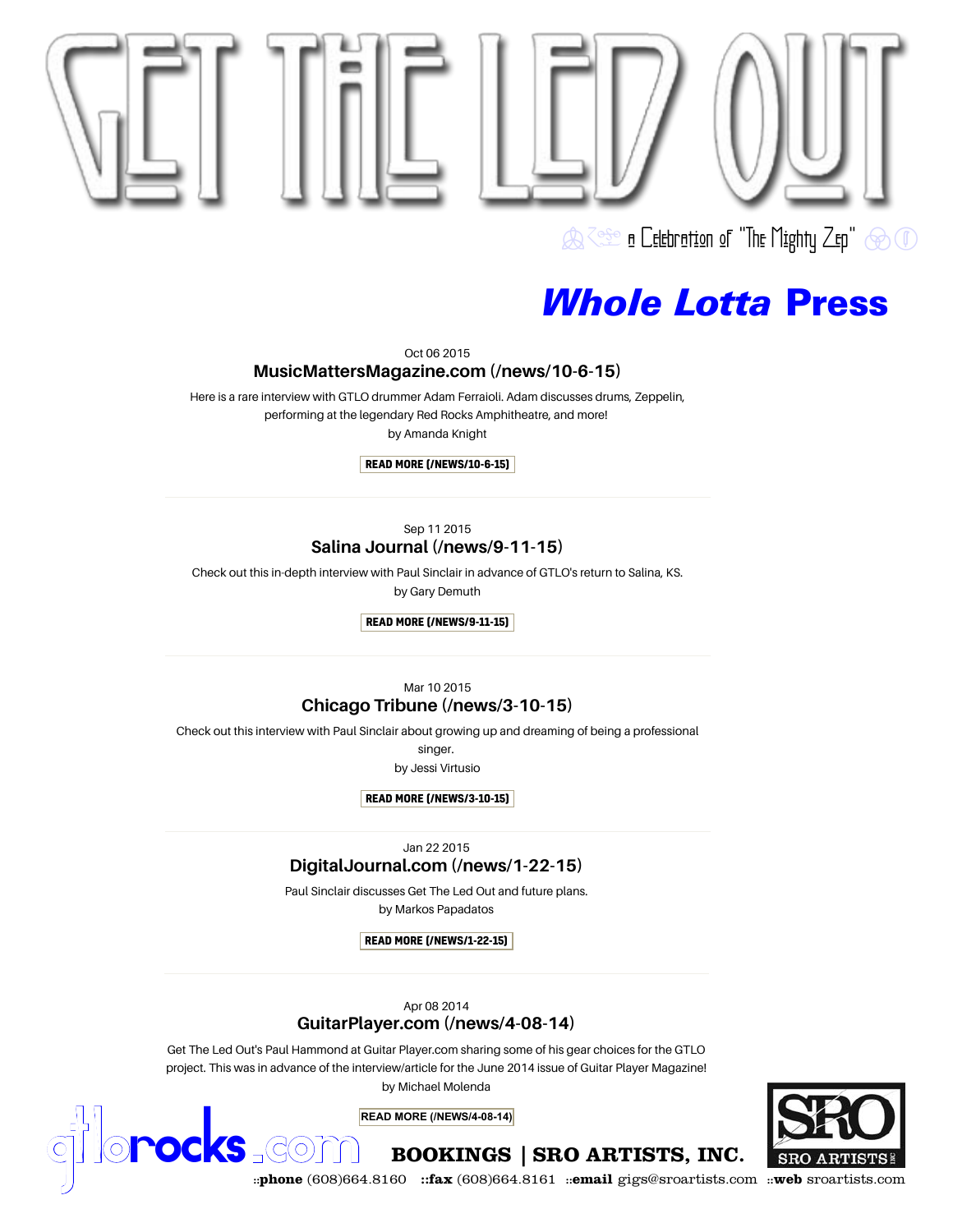# GET THE LED OUT

a Celebration of "The Mighty Zep"

## *Whole Lotta* Press

Oct 06 2015

### MusicMattersMagazine.com (/news/10-6-15)

Here is a rare interview with GTLO drummer Adam Ferraioli. Adam discusses drums, Zeppelin, performing at the legendary Red Rocks Amphitheatre, and more!
by Amanda Knight

READ MORE (/NEWS/10-6-15)

---

Sep 11 2015

### Salina Journal (/news/9-11-15)

Check out this in-depth interview with Paul Sinclair in advance of GTLO's return to Salina, KS.
by Gary Demuth

READ MORE (/NEWS/9-11-15)

---

Mar 10 2015

### Chicago Tribune (/news/3-10-15)

Check out this interview with Paul Sinclair about growing up and dreaming of being a professional singer.
by Jessi Virtusio

READ MORE (/NEWS/3-10-15)

---

Jan 22 2015

### DigitalJournal.com (/news/1-22-15)

Paul Sinclair discusses Get The Led Out and future plans.
by Markos Papadatos

READ MORE (/NEWS/1-22-15)

---

Apr 08 2014

### GuitarPlayer.com (/news/4-08-14)

Get The Led Out's Paul Hammond at Guitar Player.com sharing some of his gear choices for the GTLO project. This was in advance of the interview/article for the June 2014 issue of Guitar Player Magazine!
by Michael Molenda

READ MORE (/NEWS/4-08-14)

gtlorocks.com

**BOOKINGS | SRO ARTISTS, INC.**

SRO ARTISTS INC

::**phone** (608)664.8160 ::**fax** (608)664.8161 ::**email** gigs@sroartists.com ::**web** sroartists.com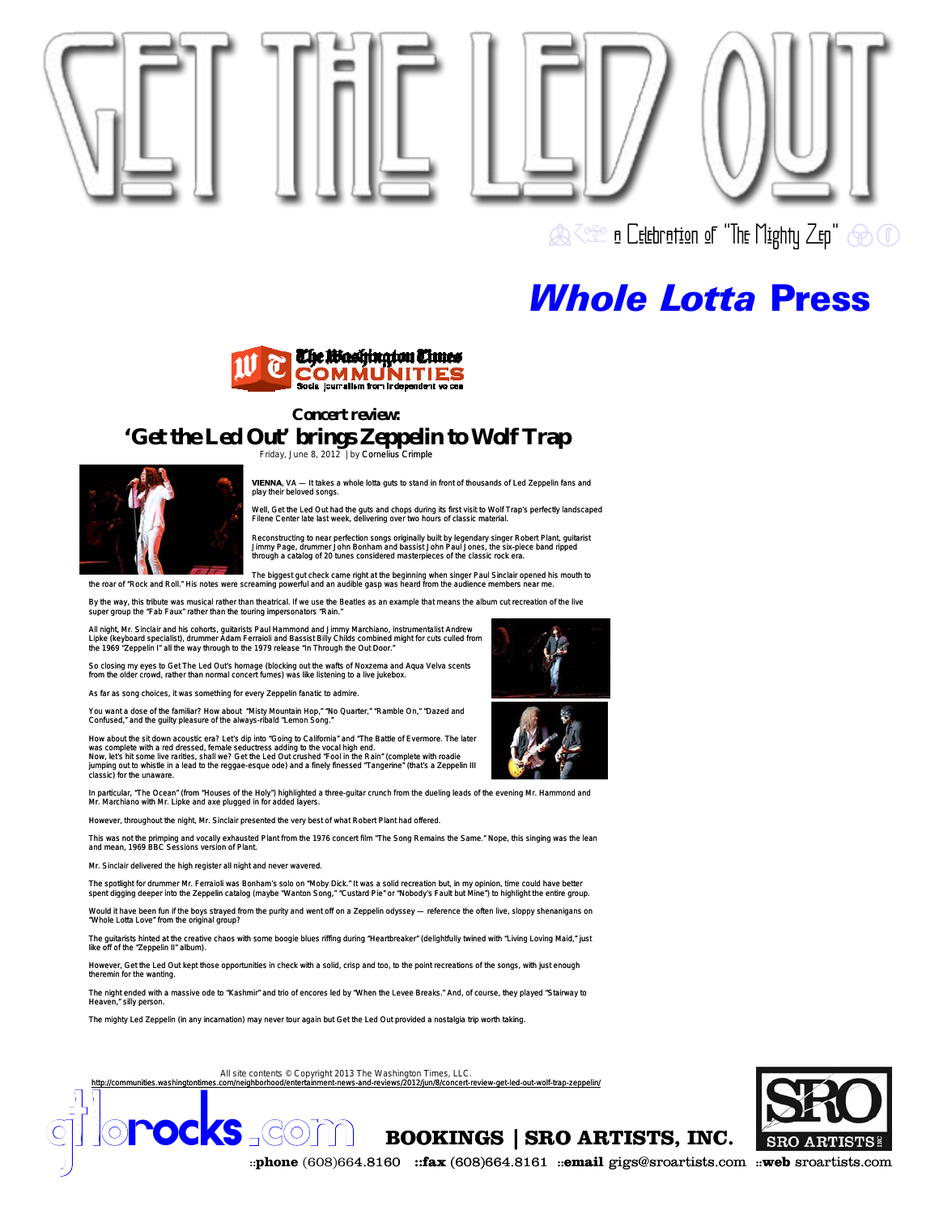# GET THE LED OUT

a Celebration of "The Mighty Zep"

## *Whole Lotta* Press

The Washington Times COMMUNITIES
Social journalism from independent voices

### Concert review:
## 'Get the Led Out' brings Zeppelin to Wolf Trap

Friday, June 8, 2012 | by Cornelius Crimple

**VIENNA**, VA — It takes a whole lotta guts to stand in front of thousands of Led Zeppelin fans and play their beloved songs.

Well, Get the Led Out had the guts and chops during its first visit to Wolf Trap's perfectly landscaped Filene Center late last week, delivering over two hours of classic material.

Reconstructing to near perfection songs originally built by legendary singer Robert Plant, guitarist Jimmy Page, drummer John Bonham and bassist John Paul Jones, the six-piece band ripped through a catalog of 20 tunes considered masterpieces of the classic rock era.

The biggest gut check came right at the beginning when singer Paul Sinclair opened his mouth to the roar of "Rock and Roll." His notes were screaming powerful and an audible gasp was heard from the audience members near me.

By the way, this tribute was musical rather than theatrical. If we use the Beatles as an example that means the album cut recreation of the live super group the "Fab Faux" rather than the touring impersonators "Rain."

All night, Mr. Sinclair and his cohorts, guitarists Paul Hammond and Jimmy Marchiano, instrumentalist Andrew Lipke (keyboard specialist), drummer Adam Ferraioli and Bassist Billy Childs combined might for cuts culled from the 1969 "Zeppelin I" all the way through to the 1979 release "In Through the Out Door."

So closing my eyes to Get The Led Out's homage (blocking out the wafts of Noxzema and Aqua Velva scents from the older crowd, rather than normal concert fumes) was like listening to a live jukebox.

As far as song choices, it was something for every Zeppelin fanatic to admire.

You want a dose of the familiar? How about "Misty Mountain Hop," "No Quarter," "Ramble On," "Dazed and Confused," and the guilty pleasure of the always-ribald "Lemon Song."

How about the sit down acoustic era? Let's dip into "Going to California" and "The Battle of Evermore. The later was complete with a red dressed, female seductress adding to the vocal high end.
Now, let's hit some live rarities, shall we? Get the Led Out crushed "Fool in the Rain" (complete with roadie jumping out to whistle in a lead to the reggae-esque ode) and a finely finessed "Tangerine" (that's a Zeppelin III classic) for the unaware.

In particular, "The Ocean" (from "Houses of the Holy") highlighted a three-guitar crunch from the dueling leads of the evening Mr. Hammond and Mr. Marchiano with Mr. Lipke and axe plugged in for added layers.

However, throughout the night, Mr. Sinclair presented the very best of what Robert Plant had offered.

This was not the primping and vocally exhausted Plant from the 1976 concert film "The Song Remains the Same." Nope, this singing was the lean and mean, 1969 BBC Sessions version of Plant.

Mr. Sinclair delivered the high register all night and never wavered.

The spotlight for drummer Mr. Ferraioli was Bonham's solo on "Moby Dick." It was a solid recreation but, in my opinion, time could have better spent digging deeper into the Zeppelin catalog (maybe "Wanton Song," "Custard Pie" or "Nobody's Fault but Mine") to highlight the entire group.

Would it have been fun if the boys strayed from the purity and went off on a Zeppelin odyssey — reference the often live, sloppy shenanigans on "Whole Lotta Love" from the original group?

The guitarists hinted at the creative chaos with some boogie blues riffing during "Heartbreaker" (delightfully twined with "Living Loving Maid," just like off of the "Zeppelin II" album).

However, Get the Led Out kept those opportunities in check with a solid, crisp and too, to the point recreations of the songs, with just enough theremin for the wanting.

The night ended with a massive ode to "Kashmir" and trio of encores led by "When the Levee Breaks." And, of course, they played "Stairway to Heaven," silly person.

The mighty Led Zeppelin (in any incarnation) may never tour again but Get the Led Out provided a nostalgia trip worth taking.

All site contents © Copyright 2013 The Washington Times, LLC.
http://communities.washingtontimes.com/neighborhood/entertainment-news-and-reviews/2012/jun/8/concert-review-get-led-out-wolf-trap-zeppelin/

gtlorocks.com

**BOOKINGS | SRO ARTISTS, INC.**

::**phone** (608)664.8160 ::**fax** (608)664.8161 ::**email** gigs@sroartists.com ::**web** sroartists.com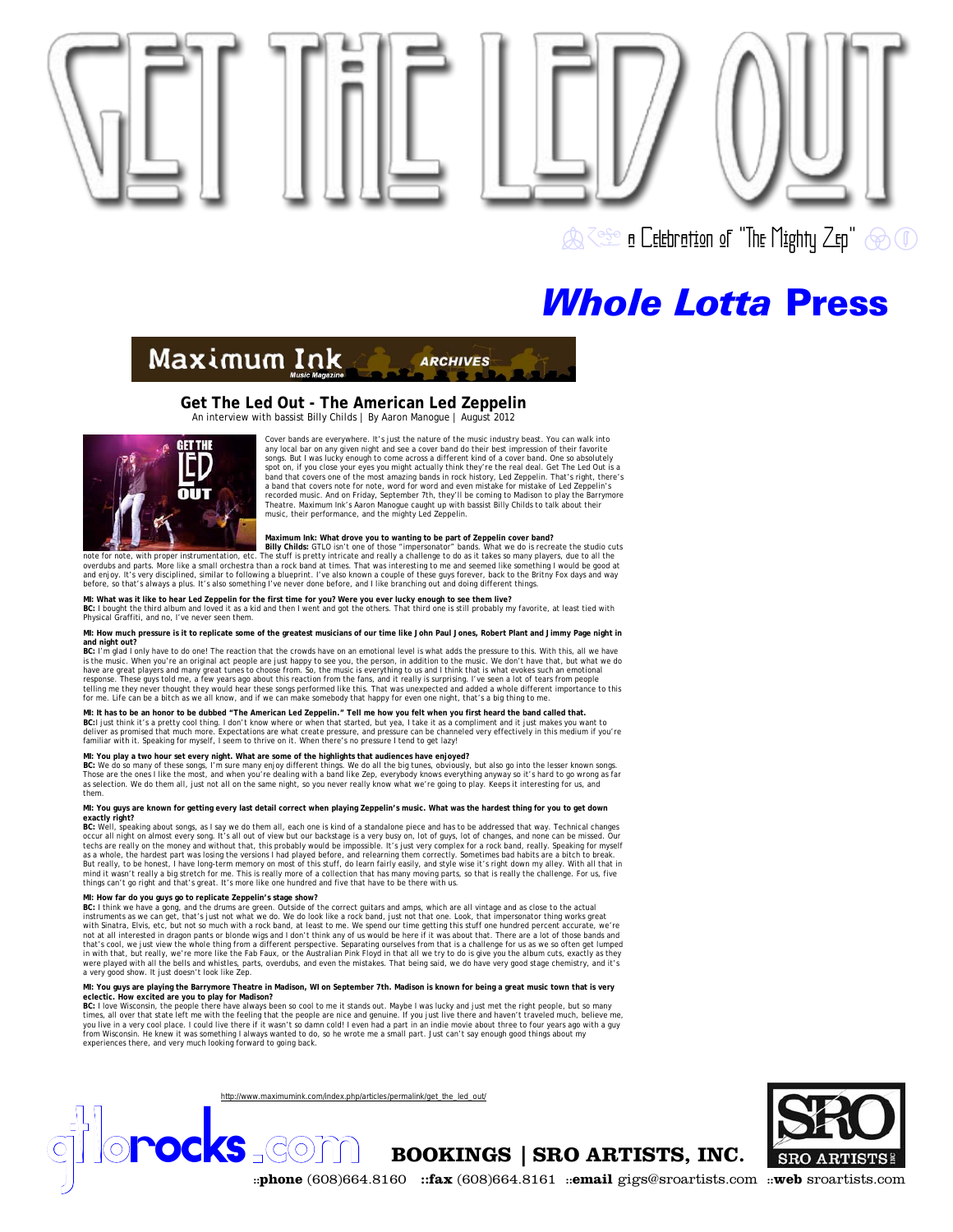# GET THE LED OUT

a Celebration of "The Mighty Zep"

## *Whole Lotta* Press

Maximum Ink Music Magazine ARCHIVES

### Get The Led Out - The American Led Zeppelin

An interview with bassist Billy Childs | By Aaron Manogue | August 2012

Cover bands are everywhere. It's just the nature of the music industry beast. You can walk into any local bar on any given night and see a cover band do their best impression of their favorite songs. But I was lucky enough to come across a different kind of a cover band. One so absolutely spot on, if you close your eyes you might actually think they're the real deal. Get The Led Out is a band that covers one of the most amazing bands in rock history, Led Zeppelin. That's right, there's a band that covers note for note, word for word and even mistake for mistake of Led Zeppelin's recorded music. And on Friday, September 7th, they'll be coming to Madison to play the Barrymore Theatre. Maximum Ink's Aaron Manogue caught up with bassist Billy Childs to talk about their music, their performance, and the mighty Led Zeppelin.

**Maximum Ink: What drove you to wanting to be part of Zeppelin cover band?**
**Billy Childs:** GTLO isn't one of those "impersonator" bands. What we do is recreate the studio cuts note for note, with proper instrumentation, etc. The stuff is pretty intricate and really a challenge to do as it takes so many players, due to all the overdubs and parts. More like a small orchestra than a rock band at times. That was interesting to me and seemed like something I would be good at and enjoy. It's very disciplined, similar to following a blueprint. I've also known a couple of these guys forever, back to the Britny Fox days and way before, so that's always a plus. It's also something I've never done before, and I like branching out and doing different things.

**MI: What was it like to hear Led Zeppelin for the first time for you? Were you ever lucky enough to see them live?**
**BC:** I bought the third album and loved it as a kid and then I went and got the others. That third one is still probably my favorite, at least tied with Physical Graffiti, and no, I've never seen them.

**MI: How much pressure is it to replicate some of the greatest musicians of our time like John Paul Jones, Robert Plant and Jimmy Page night in and night out?**
**BC:** I'm glad I only have to do one! The reaction that the crowds have on an emotional level is what adds the pressure to this. With this, all we have is the music. When you're an original act people are just happy to see you, the person, in addition to the music. We don't have that, but what we do have are great players and many great tunes to choose from. So, the music is everything to us and I think that is what evokes such an emotional response. These guys told me, a few years ago about this reaction from the fans, and it really is surprising. I've seen a lot of tears from people telling me they never thought they would hear these songs performed like this. That was unexpected and added a whole different importance to this for me. Life can be a bitch as we all know, and if we can make somebody that happy for even one night, that's a big thing to me.

**MI: It has to be an honor to be dubbed "The American Led Zeppelin." Tell me how you felt when you first heard the band called that.**
**BC:** I just think it's a pretty cool thing. I don't know where or when that started, but yea, I take it as a compliment and it just makes you want to deliver as promised that much more. Expectations are what create pressure, and pressure can be channeled very effectively in this medium if you're familiar with it. Speaking for myself, I seem to thrive on it. When there's no pressure I tend to get lazy!

**MI: You play a two hour set every night. What are some of the highlights that audiences have enjoyed?**
**BC:** We do so many of these songs, I'm sure many enjoy different things. We do all the big tunes, obviously, but also go into the lesser known songs. Those are the ones I like the most, and when you're dealing with a band like Zep, everybody knows everything anyway so it's hard to go wrong as far as selection. We do them all, just not all on the same night, so you never really know what we're going to play. Keeps it interesting for us, and them.

**MI: You guys are known for getting every last detail correct when playing Zeppelin's music. What was the hardest thing for you to get down exactly right?**
**BC:** Well, speaking about songs, as I say we do them all, each one is kind of a standalone piece and has to be addressed that way. Technical changes occur all night on almost every song. It's all out of view but our backstage is a very busy on, lot of guys, lot of changes, and none can be missed. Our techs are really on the money and without that, this probably would be impossible. It's just very complex for a rock band, really. Speaking for myself as a whole, the hardest part was losing the versions I had played before, and relearning them correctly. Sometimes bad habits are a bitch to break. But really, to be honest, I have long-term memory on most of this stuff, do learn fairly easily, and style wise it's right down my alley. With all that in mind it wasn't really a big stretch for me. This is really more of a collection that has many moving parts, so that is really the challenge. For us, five things can't go right and that's great. It's more like one hundred and five that have to be there with us.

**MI: How far do you guys go to replicate Zeppelin's stage show?**
**BC:** I think we have a gong, and the drums are green. Outside of the correct guitars and amps, which are all vintage and as close to the actual instruments as we can get, that's just not what we do. We do look like a rock band, just not that one. Look, that impersonator thing works great with Sinatra, Elvis, etc, but not so much with a rock band, at least to me. We spend our time getting this stuff one hundred percent accurate, we're not at all interested in dragon pants or blonde wigs and I don't think any of us would be here if it was about that. There are a lot of those bands and that's cool, we just view the whole thing from a different perspective. Separating ourselves from that is a challenge for us as we so often get lumped in with that, but really, we're more like the Fab Faux, or the Australian Pink Floyd in that all we try to do is give you the album cuts, exactly as they were played with all the bells and whistles, parts, overdubs, and even the mistakes. That being said, we do have very good stage chemistry, and it's a very good show. It just doesn't look like Zep.

**MI: You guys are playing the Barrymore Theatre in Madison, WI on September 7th. Madison is known for being a great music town that is very eclectic. How excited are you to play for Madison?**
**BC:** I love Wisconsin, the people there have always been so cool to me it stands out. Maybe I was lucky and just met the right people, but so many times, all over that state left me with the feeling that the people are nice and genuine. If you just live there and haven't traveled much, believe me, you live in a very cool place. I could live there if it wasn't so damn cold! I even had a part in an indie movie about three to four years ago with a guy from Wisconsin. He knew it was something I always wanted to do, so he wrote me a small part. Just can't say enough good things about my experiences there, and very much looking forward to going back.

http://www.maximumink.com/index.php/articles/permalink/get_the_led_out/

gtlorocks.com

**BOOKINGS | SRO ARTISTS, INC.**

::**phone** (608)664.8160 ::**fax** (608)664.8161 ::**email** gigs@sroartists.com ::**web** sroartists.com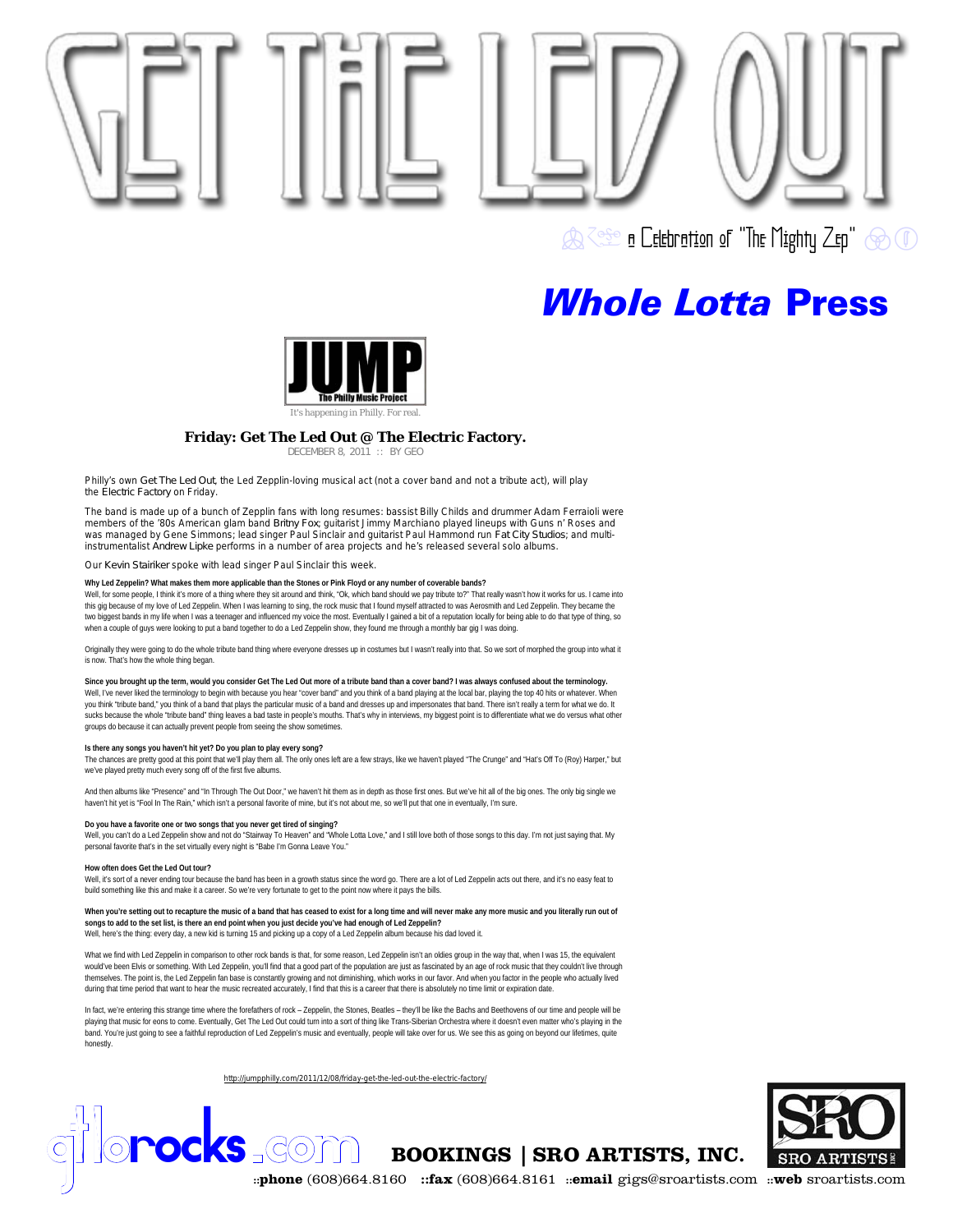# GET THE LED OUT

a Celebration of "The Mighty Zep"

## *Whole Lotta* Press

JUMP
The Philly Music Project

It's happening in Philly. For real.

### Friday: Get The Led Out @ The Electric Factory.

DECEMBER 8, 2011 :: BY GEO

Philly's own Get The Led Out, the Led Zeppelin-loving musical act (not a cover band and not a tribute act), will play the Electric Factory on Friday.

The band is made up of a bunch of Zepplin fans with long resumes: bassist Billy Childs and drummer Adam Ferraioli were members of the '80s American glam band Britny Fox; guitarist Jimmy Marchiano played lineups with Guns n' Roses and was managed by Gene Simmons; lead singer Paul Sinclair and guitarist Paul Hammond run Fat City Studios; and multi-instrumentalist Andrew Lipke performs in a number of area projects and he's released several solo albums.

Our Kevin Stairiker spoke with lead singer Paul Sinclair this week.

**Why Led Zeppelin? What makes them more applicable than the Stones or Pink Floyd or any number of coverable bands?**
Well, for some people, I think it's more of a thing where they sit around and think, "Ok, which band should we pay tribute to?" That really wasn't how it works for us. I came into this gig because of my love of Led Zeppelin. When I was learning to sing, the rock music that I found myself attracted to was Aerosmith and Led Zeppelin. They became the two biggest bands in my life when I was a teenager and influenced my voice the most. Eventually I gained a bit of a reputation locally for being able to do that type of thing, so when a couple of guys were looking to put a band together to do a Led Zeppelin show, they found me through a monthly bar gig I was doing.

Originally they were going to do the whole tribute band thing where everyone dresses up in costumes but I wasn't really into that. So we sort of morphed the group into what it is now. That's how the whole thing began.

**Since you brought up the term, would you consider Get The Led Out more of a tribute band than a cover band? I was always confused about the terminology.**
Well, I've never liked the terminology to begin with because you hear "cover band" and you think of a band playing at the local bar, playing the top 40 hits or whatever. When you think "tribute band," you think of a band that plays the particular music of a band and dresses up and impersonates that band. There isn't really a term for what we do. It sucks because the whole "tribute band" thing leaves a bad taste in people's mouths. That's why in interviews, my biggest point is to differentiate what we do versus what other groups do because it can actually prevent people from seeing the show sometimes.

**Is there any songs you haven't hit yet? Do you plan to play every song?**
The chances are pretty good at this point that we'll play them all. The only ones left are a few strays, like we haven't played "The Crunge" and "Hat's Off To (Roy) Harper," but we've played pretty much every song off of the first five albums.

And then albums like "Presence" and "In Through The Out Door," we haven't hit them as in depth as those first ones. But we've hit all of the big ones. The only big single we haven't hit yet is "Fool In The Rain," which isn't a personal favorite of mine, but it's not about me, so we'll put that one in eventually, I'm sure.

**Do you have a favorite one or two songs that you never get tired of singing?**
Well, you can't do a Led Zeppelin show and not do "Stairway To Heaven" and "Whole Lotta Love," and I still love both of those songs to this day. I'm not just saying that. My personal favorite that's in the set virtually every night is "Babe I'm Gonna Leave You."

**How often does Get the Led Out tour?**
Well, it's sort of a never ending tour because the band has been in a growth status since the word go. There are a lot of Led Zeppelin acts out there, and it's no easy feat to build something like this and make it a career. So we're very fortunate to get to the point now where it pays the bills.

**When you're setting out to recapture the music of a band that has ceased to exist for a long time and will never make any more music and you literally run out of songs to add to the set list, is there an end point when you just decide you've had enough of Led Zeppelin?**
Well, here's the thing: every day, a new kid is turning 15 and picking up a copy of a Led Zeppelin album because his dad loved it.

What we find with Led Zeppelin in comparison to other rock bands is that, for some reason, Led Zeppelin isn't an oldies group in the way that, when I was 15, the equivalent would've been Elvis or something. With Led Zeppelin, you'll find that a good part of the population are just as fascinated by an age of rock music that they couldn't live through themselves. The point is, the Led Zeppelin fan base is constantly growing and not diminishing, which works in our favor. And when you factor in the people who actually lived during that time period that want to hear the music recreated accurately, I find that this is a career that there is absolutely no time limit or expiration date.

In fact, we're entering this strange time where the forefathers of rock – Zeppelin, the Stones, Beatles – they'll be like the Bachs and Beethovens of our time and people will be playing that music for eons to come. Eventually, Get The Led Out could turn into a sort of thing like Trans-Siberian Orchestra where it doesn't even matter who's playing in the band. You're just going to see a faithful reproduction of Led Zeppelin's music and eventually, people will take over for us. We see this as going on beyond our lifetimes, quite honestly.

http://jumpphilly.com/2011/12/08/friday-get-the-led-out-the-electric-factory/

gtlorocks.com

**BOOKINGS | SRO ARTISTS, INC.**

::**phone** (608)664.8160 ::**fax** (608)664.8161 ::**email** gigs@sroartists.com ::**web** sroartists.com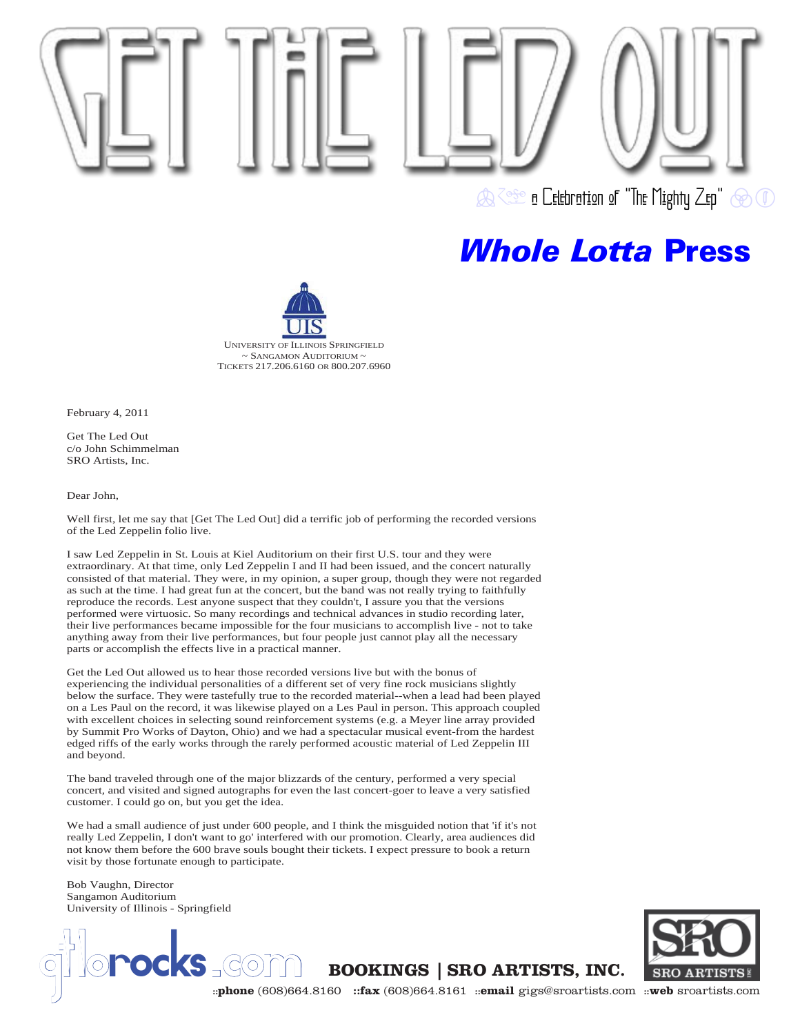# GET THE LED OUT

a Celebration of "The Mighty Zep"

## *Whole Lotta* Press

UNIVERSITY OF ILLINOIS SPRINGFIELD
~ SANGAMON AUDITORIUM ~
TICKETS 217.206.6160 OR 800.207.6960

February 4, 2011

Get The Led Out
c/o John Schimmelman
SRO Artists, Inc.

Dear John,

Well first, let me say that [Get The Led Out] did a terrific job of performing the recorded versions of the Led Zeppelin folio live.

I saw Led Zeppelin in St. Louis at Kiel Auditorium on their first U.S. tour and they were extraordinary. At that time, only Led Zeppelin I and II had been issued, and the concert naturally consisted of that material. They were, in my opinion, a super group, though they were not regarded as such at the time. I had great fun at the concert, but the band was not really trying to faithfully reproduce the records. Lest anyone suspect that they couldn't, I assure you that the versions performed were virtuosic. So many recordings and technical advances in studio recording later, their live performances became impossible for the four musicians to accomplish live - not to take anything away from their live performances, but four people just cannot play all the necessary parts or accomplish the effects live in a practical manner.

Get the Led Out allowed us to hear those recorded versions live but with the bonus of experiencing the individual personalities of a different set of very fine rock musicians slightly below the surface. They were tastefully true to the recorded material--when a lead had been played on a Les Paul on the record, it was likewise played on a Les Paul in person. This approach coupled with excellent choices in selecting sound reinforcement systems (e.g. a Meyer line array provided by Summit Pro Works of Dayton, Ohio) and we had a spectacular musical event-from the hardest edged riffs of the early works through the rarely performed acoustic material of Led Zeppelin III and beyond.

The band traveled through one of the major blizzards of the century, performed a very special concert, and visited and signed autographs for even the last concert-goer to leave a very satisfied customer. I could go on, but you get the idea.

We had a small audience of just under 600 people, and I think the misguided notion that 'if it's not really Led Zeppelin, I don't want to go' interfered with our promotion. Clearly, area audiences did not know them before the 600 brave souls bought their tickets. I expect pressure to book a return visit by those fortunate enough to participate.

Bob Vaughn, Director
Sangamon Auditorium
University of Illinois - Springfield

gtlorocks.com

**BOOKINGS | SRO ARTISTS, INC.**

::**phone** (608)664.8160 ::**fax** (608)664.8161 ::**email** gigs@sroartists.com ::**web** sroartists.com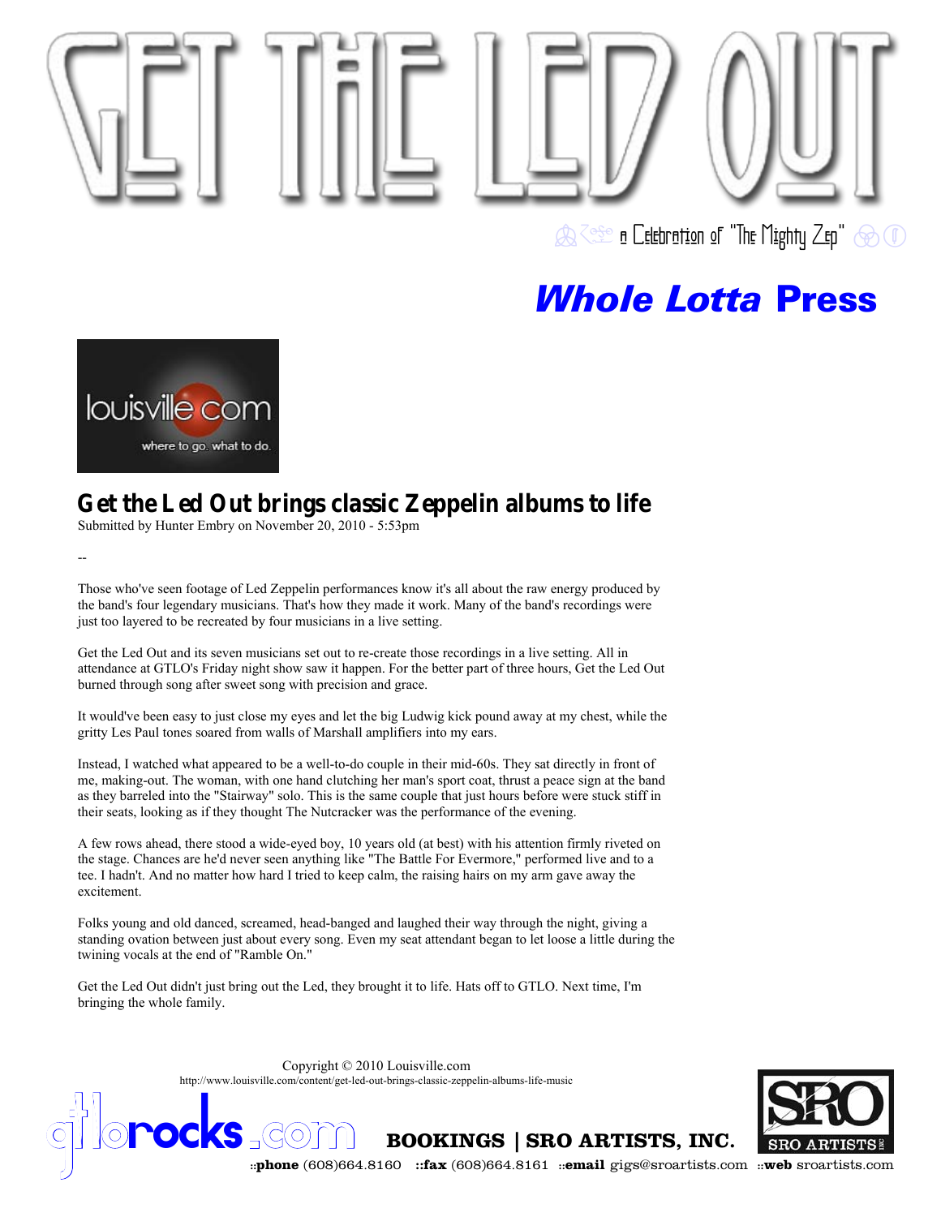# GET THE LED OUT

a Celebration of "The Mighty Zep"

## *Whole Lotta* Press

louisville.com
where to go. what to do.

## Get the Led Out brings classic Zeppelin albums to life

Submitted by Hunter Embry on November 20, 2010 - 5:53pm

--

Those who've seen footage of Led Zeppelin performances know it's all about the raw energy produced by the band's four legendary musicians. That's how they made it work. Many of the band's recordings were just too layered to be recreated by four musicians in a live setting.

Get the Led Out and its seven musicians set out to re-create those recordings in a live setting. All in attendance at GTLO's Friday night show saw it happen. For the better part of three hours, Get the Led Out burned through song after sweet song with precision and grace.

It would've been easy to just close my eyes and let the big Ludwig kick pound away at my chest, while the gritty Les Paul tones soared from walls of Marshall amplifiers into my ears.

Instead, I watched what appeared to be a well-to-do couple in their mid-60s. They sat directly in front of me, making-out. The woman, with one hand clutching her man's sport coat, thrust a peace sign at the band as they barreled into the "Stairway" solo. This is the same couple that just hours before were stuck stiff in their seats, looking as if they thought The Nutcracker was the performance of the evening.

A few rows ahead, there stood a wide-eyed boy, 10 years old (at best) with his attention firmly riveted on the stage. Chances are he'd never seen anything like "The Battle For Evermore," performed live and to a tee. I hadn't. And no matter how hard I tried to keep calm, the raising hairs on my arm gave away the excitement.

Folks young and old danced, screamed, head-banged and laughed their way through the night, giving a standing ovation between just about every song. Even my seat attendant began to let loose a little during the twining vocals at the end of "Ramble On."

Get the Led Out didn't just bring out the Led, they brought it to life. Hats off to GTLO. Next time, I'm bringing the whole family.

Copyright © 2010 Louisville.com
http://www.louisville.com/content/get-led-out-brings-classic-zeppelin-albums-life-music

gtlorocks.com

**BOOKINGS | SRO ARTISTS, INC.**

SRO ARTISTS INC

::**phone** (608)664.8160 ::**fax** (608)664.8161 ::**email** gigs@sroartists.com ::**web** sroartists.com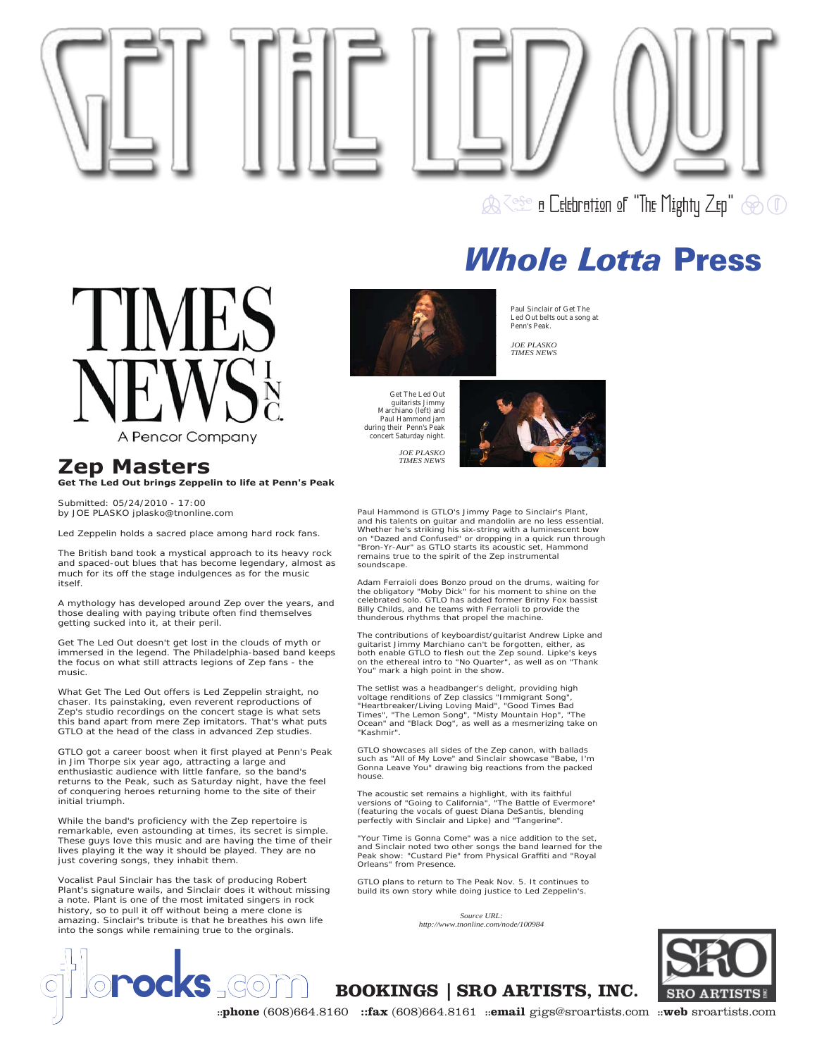# GET THE LED OUT

a Celebration of "The Mighty Zep"

## *Whole Lotta* Press

TIMES NEWS INC.

A Pencor Company

Paul Sinclair of Get The Led Out belts out a song at Penn's Peak.

*JOE PLASKO TIMES NEWS*

Get The Led Out guitarists Jimmy Marchiano (left) and Paul Hammond jam during their Penn's Peak concert Saturday night.

*JOE PLASKO TIMES NEWS*

## Zep Masters

**Get The Led Out brings Zeppelin to life at Penn's Peak**

Submitted: 05/24/2010 - 17:00
by JOE PLASKO jplasko@tnonline.com

Led Zeppelin holds a sacred place among hard rock fans.

The British band took a mystical approach to its heavy rock and spaced-out blues that has become legendary, almost as much for its off the stage indulgences as for the music itself.

A mythology has developed around Zep over the years, and those dealing with paying tribute often find themselves getting sucked into it, at their peril.

Get The Led Out doesn't get lost in the clouds of myth or immersed in the legend. The Philadelphia-based band keeps the focus on what still attracts legions of Zep fans - the music.

What Get The Led Out offers is Led Zeppelin straight, no chaser. Its painstaking, even reverent reproductions of Zep's studio recordings on the concert stage is what sets this band apart from mere Zep imitators. That's what puts GTLO at the head of the class in advanced Zep studies.

GTLO got a career boost when it first played at Penn's Peak in Jim Thorpe six year ago, attracting a large and enthusiastic audience with little fanfare, so the band's returns to the Peak, such as Saturday night, have the feel of conquering heroes returning home to the site of their initial triumph.

While the band's proficiency with the Zep repertoire is remarkable, even astounding at times, its secret is simple. These guys love this music and are having the time of their lives playing it the way it should be played. They are no just covering songs, they inhabit them.

Vocalist Paul Sinclair has the task of producing Robert Plant's signature wails, and Sinclair does it without missing a note. Plant is one of the most imitated singers in rock history, so to pull it off without being a mere clone is amazing. Sinclair's tribute is that he breathes his own life into the songs while remaining true to the orginals.

Paul Hammond is GTLO's Jimmy Page to Sinclair's Plant, and his talents on guitar and mandolin are no less essential. Whether he's striking his six-string with a luminescent bow on "Dazed and Confused" or dropping in a quick run through "Bron-Yr-Aur" as GTLO starts its acoustic set, Hammond remains true to the spirit of the Zep instrumental soundscape.

Adam Ferraioli does Bonzo proud on the drums, waiting for the obligatory "Moby Dick" for his moment to shine on the celebrated solo. GTLO has added former Britny Fox bassist Billy Childs, and he teams with Ferraioli to provide the thunderous rhythms that propel the machine.

The contributions of keyboardist/guitarist Andrew Lipke and guitarist Jimmy Marchiano can't be forgotten, either, as both enable GTLO to flesh out the Zep sound. Lipke's keys on the ethereal intro to "No Quarter", as well as on "Thank You" mark a high point in the show.

The setlist was a headbanger's delight, providing high voltage renditions of Zep classics "Immigrant Song", "Heartbreaker/Living Loving Maid", "Good Times Bad Times", "The Lemon Song", "Misty Mountain Hop", "The Ocean" and "Black Dog", as well as a mesmerizing take on "Kashmir".

GTLO showcases all sides of the Zep canon, with ballads such as "All of My Love" and Sinclair showcase "Babe, I'm Gonna Leave You" drawing big reactions from the packed house.

The acoustic set remains a highlight, with its faithful versions of "Going to California", "The Battle of Evermore" (featuring the vocals of guest Diana DeSantis, blending perfectly with Sinclair and Lipke) and "Tangerine".

"Your Time is Gonna Come" was a nice addition to the set, and Sinclair noted two other songs the band learned for the Peak show: "Custard Pie" from Physical Graffiti and "Royal Orleans" from Presence.

GTLO plans to return to The Peak Nov. 5. It continues to build its own story while doing justice to Led Zeppelin's.

*Source URL: http://www.tnonline.com/node/100984*

gtlorocks.com

**BOOKINGS | SRO ARTISTS, INC.**

SRO ARTISTS INC

::**phone** (608)664.8160 ::**fax** (608)664.8161 ::**email** gigs@sroartists.com ::**web** sroartists.com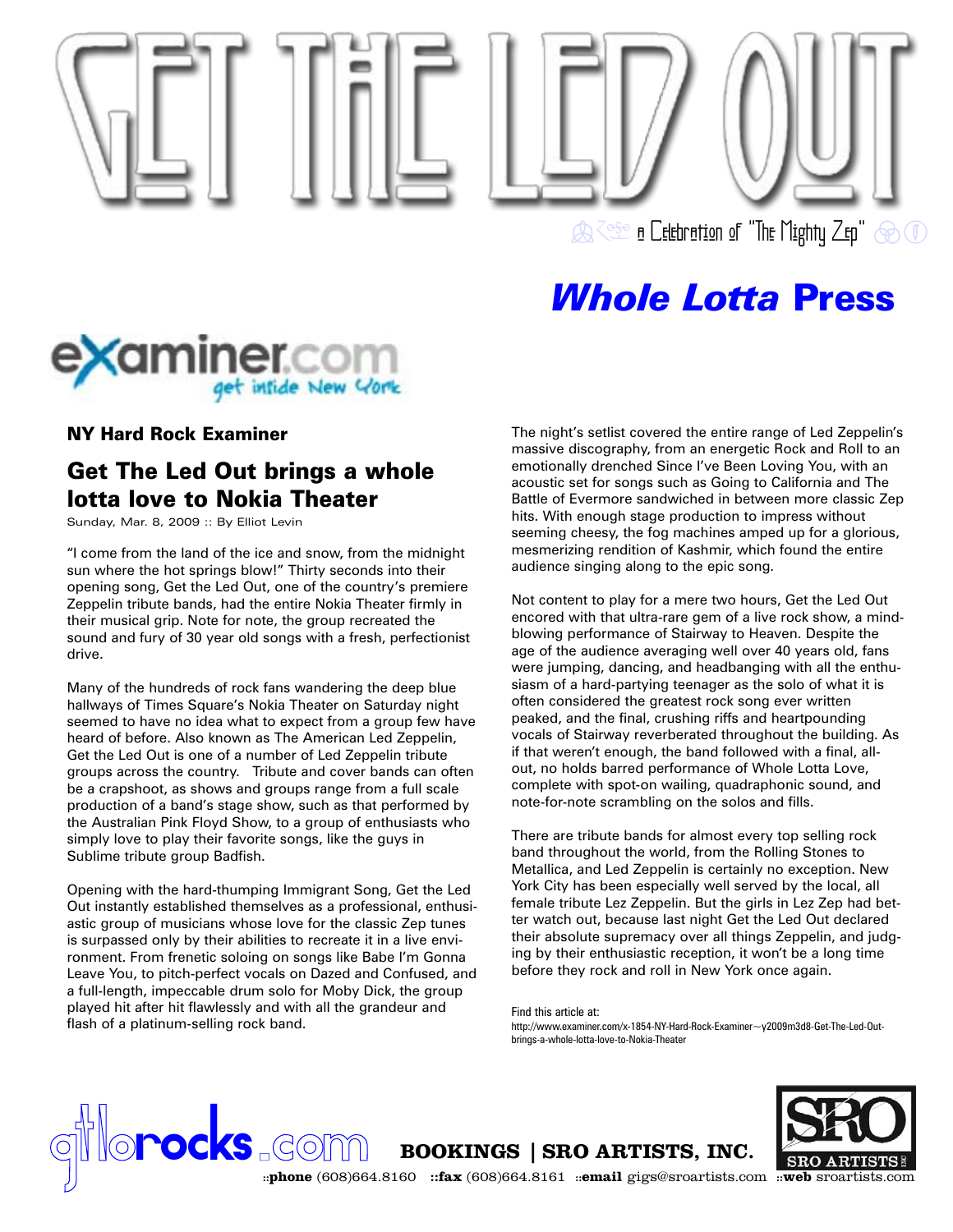# GET THE LED OUT

a Celebration of "The Mighty Zep"

## *Whole Lotta* Press

examiner.com get inside New York

### NY Hard Rock Examiner

## Get The Led Out brings a whole lotta love to Nokia Theater

Sunday, Mar. 8, 2009 :: By Elliot Levin

"I come from the land of the ice and snow, from the midnight sun where the hot springs blow!" Thirty seconds into their opening song, Get the Led Out, one of the country's premiere Zeppelin tribute bands, had the entire Nokia Theater firmly in their musical grip. Note for note, the group recreated the sound and fury of 30 year old songs with a fresh, perfectionist drive.

Many of the hundreds of rock fans wandering the deep blue hallways of Times Square's Nokia Theater on Saturday night seemed to have no idea what to expect from a group few have heard of before. Also known as The American Led Zeppelin, Get the Led Out is one of a number of Led Zeppelin tribute groups across the country. Tribute and cover bands can often be a crapshoot, as shows and groups range from a full scale production of a band's stage show, such as that performed by the Australian Pink Floyd Show, to a group of enthusiasts who simply love to play their favorite songs, like the guys in Sublime tribute group Badfish.

Opening with the hard-thumping Immigrant Song, Get the Led Out instantly established themselves as a professional, enthusiastic group of musicians whose love for the classic Zep tunes is surpassed only by their abilities to recreate it in a live environment. From frenetic soloing on songs like Babe I'm Gonna Leave You, to pitch-perfect vocals on Dazed and Confused, and a full-length, impeccable drum solo for Moby Dick, the group played hit after hit flawlessly and with all the grandeur and flash of a platinum-selling rock band.

The night's setlist covered the entire range of Led Zeppelin's massive discography, from an energetic Rock and Roll to an emotionally drenched Since I've Been Loving You, with an acoustic set for songs such as Going to California and The Battle of Evermore sandwiched in between more classic Zep hits. With enough stage production to impress without seeming cheesy, the fog machines amped up for a glorious, mesmerizing rendition of Kashmir, which found the entire audience singing along to the epic song.

Not content to play for a mere two hours, Get the Led Out encored with that ultra-rare gem of a live rock show, a mind-blowing performance of Stairway to Heaven. Despite the age of the audience averaging well over 40 years old, fans were jumping, dancing, and headbanging with all the enthusiasm of a hard-partying teenager as the solo of what it is often considered the greatest rock song ever written peaked, and the final, crushing riffs and heartpounding vocals of Stairway reverberated throughout the building. As if that weren't enough, the band followed with a final, all-out, no holds barred performance of Whole Lotta Love, complete with spot-on wailing, quadraphonic sound, and note-for-note scrambling on the solos and fills.

There are tribute bands for almost every top selling rock band throughout the world, from the Rolling Stones to Metallica, and Led Zeppelin is certainly no exception. New York City has been especially well served by the local, all female tribute Lez Zeppelin. But the girls in Lez Zep had better watch out, because last night Get the Led Out declared their absolute supremacy over all things Zeppelin, and judging by their enthusiastic reception, it won't be a long time before they rock and roll in New York once again.

Find this article at:
http://www.examiner.com/x-1854-NY-Hard-Rock-Examiner~y2009m3d8-Get-The-Led-Out-brings-a-whole-lotta-love-to-Nokia-Theater

gtlorocks.com **BOOKINGS | SRO ARTISTS, INC.**

::**phone** (608)664.8160 ::**fax** (608)664.8161 ::**email** gigs@sroartists.com ::**web** sroartists.com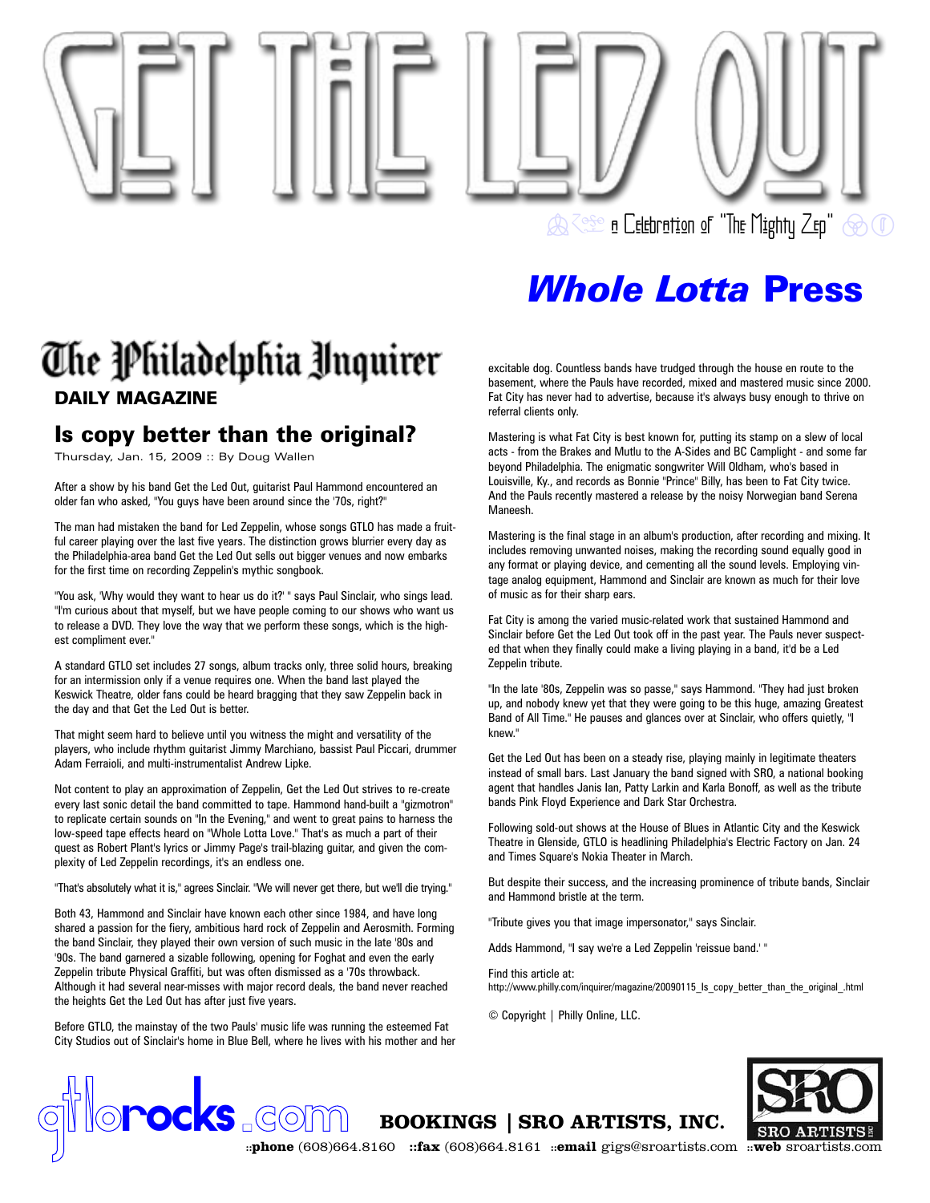# GET THE LED OUT

a Celebration of "The Mighty Zep"

## *Whole Lotta* Press

**The Philadelphia Inquirer**

**DAILY MAGAZINE**

### Is copy better than the original?

Thursday, Jan. 15, 2009 :: By Doug Wallen

After a show by his band Get the Led Out, guitarist Paul Hammond encountered an older fan who asked, "You guys have been around since the '70s, right?"

The man had mistaken the band for Led Zeppelin, whose songs GTLO has made a fruitful career playing over the last five years. The distinction grows blurrier every day as the Philadelphia-area band Get the Led Out sells out bigger venues and now embarks for the first time on recording Zeppelin's mythic songbook.

"You ask, 'Why would they want to hear us do it?' " says Paul Sinclair, who sings lead. "I'm curious about that myself, but we have people coming to our shows who want us to release a DVD. They love the way that we perform these songs, which is the highest compliment ever."

A standard GTLO set includes 27 songs, album tracks only, three solid hours, breaking for an intermission only if a venue requires one. When the band last played the Keswick Theatre, older fans could be heard bragging that they saw Zeppelin back in the day and that Get the Led Out is better.

That might seem hard to believe until you witness the might and versatility of the players, who include rhythm guitarist Jimmy Marchiano, bassist Paul Piccari, drummer Adam Ferraioli, and multi-instrumentalist Andrew Lipke.

Not content to play an approximation of Zeppelin, Get the Led Out strives to re-create every last sonic detail the band committed to tape. Hammond hand-built a "gizmotron" to replicate certain sounds on "In the Evening," and went to great pains to harness the low-speed tape effects heard on "Whole Lotta Love." That's as much a part of their quest as Robert Plant's lyrics or Jimmy Page's trail-blazing guitar, and given the complexity of Led Zeppelin recordings, it's an endless one.

"That's absolutely what it is," agrees Sinclair. "We will never get there, but we'll die trying."

Both 43, Hammond and Sinclair have known each other since 1984, and have long shared a passion for the fiery, ambitious hard rock of Zeppelin and Aerosmith. Forming the band Sinclair, they played their own version of such music in the late '80s and '90s. The band garnered a sizable following, opening for Foghat and even the early Zeppelin tribute Physical Graffiti, but was often dismissed as a '70s throwback. Although it had several near-misses with major record deals, the band never reached the heights Get the Led Out has after just five years.

Before GTLO, the mainstay of the two Pauls' music life was running the esteemed Fat City Studios out of Sinclair's home in Blue Bell, where he lives with his mother and her excitable dog. Countless bands have trudged through the house en route to the basement, where the Pauls have recorded, mixed and mastered music since 2000. Fat City has never had to advertise, because it's always busy enough to thrive on referral clients only.

Mastering is what Fat City is best known for, putting its stamp on a slew of local acts - from the Brakes and Mutlu to the A-Sides and BC Camplight - and some far beyond Philadelphia. The enigmatic songwriter Will Oldham, who's based in Louisville, Ky., and records as Bonnie "Prince" Billy, has been to Fat City twice. And the Pauls recently mastered a release by the noisy Norwegian band Serena Maneesh.

Mastering is the final stage in an album's production, after recording and mixing. It includes removing unwanted noises, making the recording sound equally good in any format or playing device, and cementing all the sound levels. Employing vintage analog equipment, Hammond and Sinclair are known as much for their love of music as for their sharp ears.

Fat City is among the varied music-related work that sustained Hammond and Sinclair before Get the Led Out took off in the past year. The Pauls never suspected that when they finally could make a living playing in a band, it'd be a Led Zeppelin tribute.

"In the late '80s, Zeppelin was so passe," says Hammond. "They had just broken up, and nobody knew yet that they were going to be this huge, amazing Greatest Band of All Time." He pauses and glances over at Sinclair, who offers quietly, "I knew."

Get the Led Out has been on a steady rise, playing mainly in legitimate theaters instead of small bars. Last January the band signed with SRO, a national booking agent that handles Janis Ian, Patty Larkin and Karla Bonoff, as well as the tribute bands Pink Floyd Experience and Dark Star Orchestra.

Following sold-out shows at the House of Blues in Atlantic City and the Keswick Theatre in Glenside, GTLO is headlining Philadelphia's Electric Factory on Jan. 24 and Times Square's Nokia Theater in March.

But despite their success, and the increasing prominence of tribute bands, Sinclair and Hammond bristle at the term.

"Tribute gives you that image impersonator," says Sinclair.

Adds Hammond, "I say we're a Led Zeppelin 'reissue band.' "

Find this article at:
http://www.philly.com/inquirer/magazine/20090115_Is_copy_better_than_the_original_.html

© Copyright | Philly Online, LLC.

gtlorocks.com

**BOOKINGS | SRO ARTISTS, INC.**

::**phone** (608)664.8160 ::**fax** (608)664.8161 ::**email** gigs@sroartists.com ::**web** sroartists.com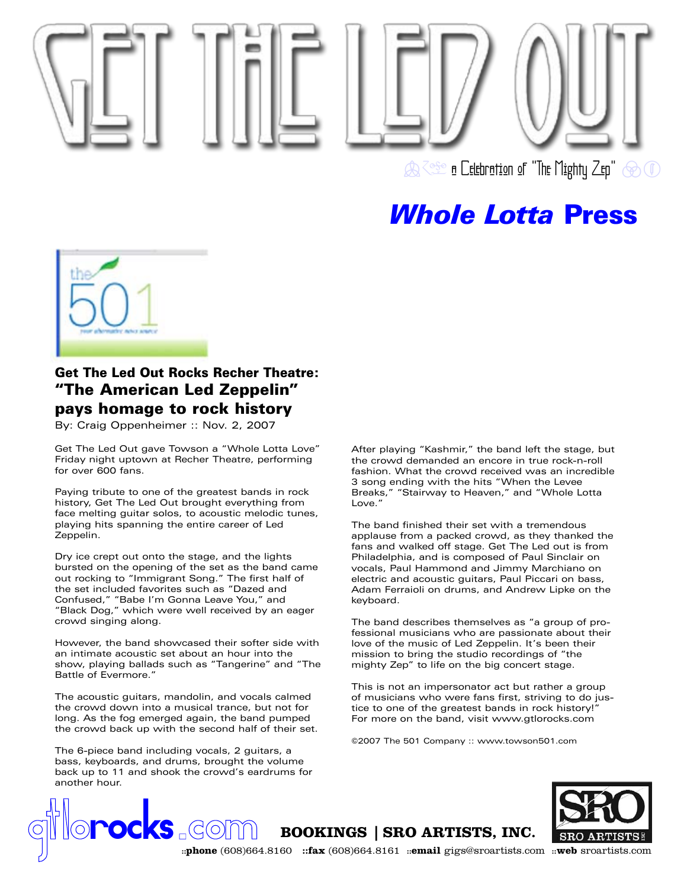# GET THE LED OUT

a Celebration of "The Mighty Zep"

## *Whole Lotta* Press

the 501

### Get The Led Out Rocks Recher Theatre:

## "The American Led Zeppelin" pays homage to rock history

By: Craig Oppenheimer :: Nov. 2, 2007

Get The Led Out gave Towson a "Whole Lotta Love" Friday night uptown at Recher Theatre, performing for over 600 fans.

Paying tribute to one of the greatest bands in rock history, Get The Led Out brought everything from face melting guitar solos, to acoustic melodic tunes, playing hits spanning the entire career of Led Zeppelin.

Dry ice crept out onto the stage, and the lights bursted on the opening of the set as the band came out rocking to "Immigrant Song." The first half of the set included favorites such as "Dazed and Confused," "Babe I'm Gonna Leave You," and "Black Dog," which were well received by an eager crowd singing along.

However, the band showcased their softer side with an intimate acoustic set about an hour into the show, playing ballads such as "Tangerine" and "The Battle of Evermore."

The acoustic guitars, mandolin, and vocals calmed the crowd down into a musical trance, but not for long. As the fog emerged again, the band pumped the crowd back up with the second half of their set.

The 6-piece band including vocals, 2 guitars, a bass, keyboards, and drums, brought the volume back up to 11 and shook the crowd's eardrums for another hour.

After playing "Kashmir," the band left the stage, but the crowd demanded an encore in true rock-n-roll fashion. What the crowd received was an incredible 3 song ending with the hits "When the Levee Breaks," "Stairway to Heaven," and "Whole Lotta Love."

The band finished their set with a tremendous applause from a packed crowd, as they thanked the fans and walked off stage. Get The Led out is from Philadelphia, and is composed of Paul Sinclair on vocals, Paul Hammond and Jimmy Marchiano on electric and acoustic guitars, Paul Piccari on bass, Adam Ferraioli on drums, and Andrew Lipke on the keyboard.

The band describes themselves as "a group of professional musicians who are passionate about their love of the music of Led Zeppelin. It's been their mission to bring the studio recordings of "the mighty Zep" to life on the big concert stage.

This is not an impersonator act but rather a group of musicians who were fans first, striving to do justice to one of the greatest bands in rock history!" For more on the band, visit www.gtlorocks.com

©2007 The 501 Company :: www.towson501.com

gtlorocks.com

**BOOKINGS | SRO ARTISTS, INC.**

SRO ARTISTS INC

::**phone** (608)664.8160 ::**fax** (608)664.8161 ::**email** gigs@sroartists.com ::**web** sroartists.com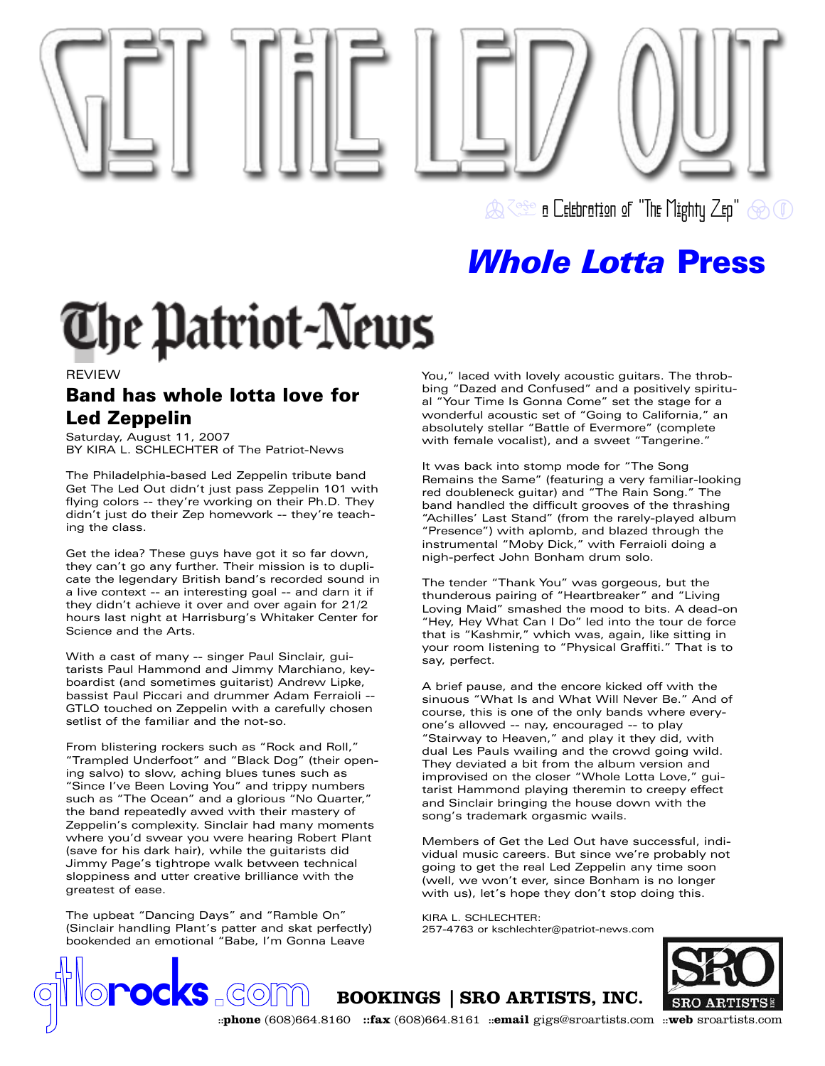# GET THE LED OUT

a Celebration of "The Mighty Zep"

## *Whole Lotta* Press

**The Patriot-News**

REVIEW

### Band has whole lotta love for Led Zeppelin

Saturday, August 11, 2007
BY KIRA L. SCHLECHTER of The Patriot-News

The Philadelphia-based Led Zeppelin tribute band Get The Led Out didn't just pass Zeppelin 101 with flying colors -- they're working on their Ph.D. They didn't just do their Zep homework -- they're teaching the class.

Get the idea? These guys have got it so far down, they can't go any further. Their mission is to duplicate the legendary British band's recorded sound in a live context -- an interesting goal -- and darn it if they didn't achieve it over and over again for 21/2 hours last night at Harrisburg's Whitaker Center for Science and the Arts.

With a cast of many -- singer Paul Sinclair, guitarists Paul Hammond and Jimmy Marchiano, keyboardist (and sometimes guitarist) Andrew Lipke, bassist Paul Piccari and drummer Adam Ferraioli -- GTLO touched on Zeppelin with a carefully chosen setlist of the familiar and the not-so.

From blistering rockers such as "Rock and Roll," "Trampled Underfoot" and "Black Dog" (their opening salvo) to slow, aching blues tunes such as "Since I've Been Loving You" and trippy numbers such as "The Ocean" and a glorious "No Quarter," the band repeatedly awed with their mastery of Zeppelin's complexity. Sinclair had many moments where you'd swear you were hearing Robert Plant (save for his dark hair), while the guitarists did Jimmy Page's tightrope walk between technical sloppiness and utter creative brilliance with the greatest of ease.

The upbeat "Dancing Days" and "Ramble On" (Sinclair handling Plant's patter and skat perfectly) bookended an emotional "Babe, I'm Gonna Leave You," laced with lovely acoustic guitars. The throbbing "Dazed and Confused" and a positively spiritual "Your Time Is Gonna Come" set the stage for a wonderful acoustic set of "Going to California," an absolutely stellar "Battle of Evermore" (complete with female vocalist), and a sweet "Tangerine."

It was back into stomp mode for "The Song Remains the Same" (featuring a very familiar-looking red doubleneck guitar) and "The Rain Song." The band handled the difficult grooves of the thrashing "Achilles' Last Stand" (from the rarely-played album "Presence") with aplomb, and blazed through the instrumental "Moby Dick," with Ferraioli doing a nigh-perfect John Bonham drum solo.

The tender "Thank You" was gorgeous, but the thunderous pairing of "Heartbreaker" and "Living Loving Maid" smashed the mood to bits. A dead-on "Hey, Hey What Can I Do" led into the tour de force that is "Kashmir," which was, again, like sitting in your room listening to "Physical Graffiti." That is to say, perfect.

A brief pause, and the encore kicked off with the sinuous "What Is and What Will Never Be." And of course, this is one of the only bands where everyone's allowed -- nay, encouraged -- to play "Stairway to Heaven," and play it they did, with dual Les Pauls wailing and the crowd going wild. They deviated a bit from the album version and improvised on the closer "Whole Lotta Love," guitarist Hammond playing theremin to creepy effect and Sinclair bringing the house down with the song's trademark orgasmic wails.

Members of Get the Led Out have successful, individual music careers. But since we're probably not going to get the real Led Zeppelin any time soon (well, we won't ever, since Bonham is no longer with us), let's hope they don't stop doing this.

KIRA L. SCHLECHTER:
257-4763 or kschlechter@patriot-news.com

gtlorocks.com

**BOOKINGS | SRO ARTISTS, INC.**

SRO ARTISTS INC

::**phone** (608)664.8160 ::**fax** (608)664.8161 ::**email** gigs@sroartists.com ::**web** sroartists.com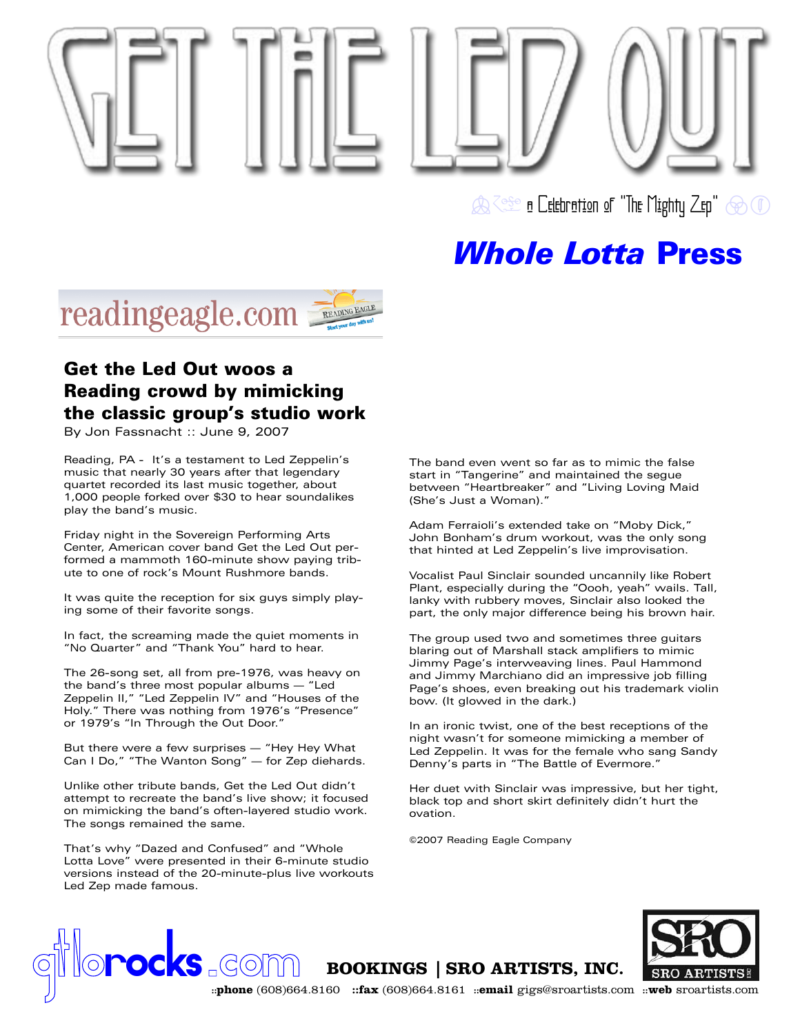# GET THE LED OUT

a Celebration of "The Mighty Zep"

## *Whole Lotta* Press

readingeagle.com

### Get the Led Out woos a Reading crowd by mimicking the classic group's studio work

By Jon Fassnacht :: June 9, 2007

Reading, PA - It's a testament to Led Zeppelin's music that nearly 30 years after that legendary quartet recorded its last music together, about 1,000 people forked over $30 to hear soundalikes play the band's music.

Friday night in the Sovereign Performing Arts Center, American cover band Get the Led Out performed a mammoth 160-minute show paying tribute to one of rock's Mount Rushmore bands.

It was quite the reception for six guys simply playing some of their favorite songs.

In fact, the screaming made the quiet moments in "No Quarter" and "Thank You" hard to hear.

The 26-song set, all from pre-1976, was heavy on the band's three most popular albums — "Led Zeppelin II," "Led Zeppelin IV" and "Houses of the Holy." There was nothing from 1976's "Presence" or 1979's "In Through the Out Door."

But there were a few surprises — "Hey Hey What Can I Do," "The Wanton Song" — for Zep diehards.

Unlike other tribute bands, Get the Led Out didn't attempt to recreate the band's live show; it focused on mimicking the band's often-layered studio work. The songs remained the same.

That's why "Dazed and Confused" and "Whole Lotta Love" were presented in their 6-minute studio versions instead of the 20-minute-plus live workouts Led Zep made famous.

The band even went so far as to mimic the false start in "Tangerine" and maintained the segue between "Heartbreaker" and "Living Loving Maid (She's Just a Woman)."

Adam Ferraioli's extended take on "Moby Dick," John Bonham's drum workout, was the only song that hinted at Led Zeppelin's live improvisation.

Vocalist Paul Sinclair sounded uncannily like Robert Plant, especially during the "Oooh, yeah" wails. Tall, lanky with rubbery moves, Sinclair also looked the part, the only major difference being his brown hair.

The group used two and sometimes three guitars blaring out of Marshall stack amplifiers to mimic Jimmy Page's interweaving lines. Paul Hammond and Jimmy Marchiano did an impressive job filling Page's shoes, even breaking out his trademark violin bow. (It glowed in the dark.)

In an ironic twist, one of the best receptions of the night wasn't for someone mimicking a member of Led Zeppelin. It was for the female who sang Sandy Denny's parts in "The Battle of Evermore."

Her duet with Sinclair was impressive, but her tight, black top and short skirt definitely didn't hurt the ovation.

©2007 Reading Eagle Company

gtlorocks.com

**BOOKINGS | SRO ARTISTS, INC.**

::**phone** (608)664.8160 ::**fax** (608)664.8161 ::**email** gigs@sroartists.com ::**web** sroartists.com